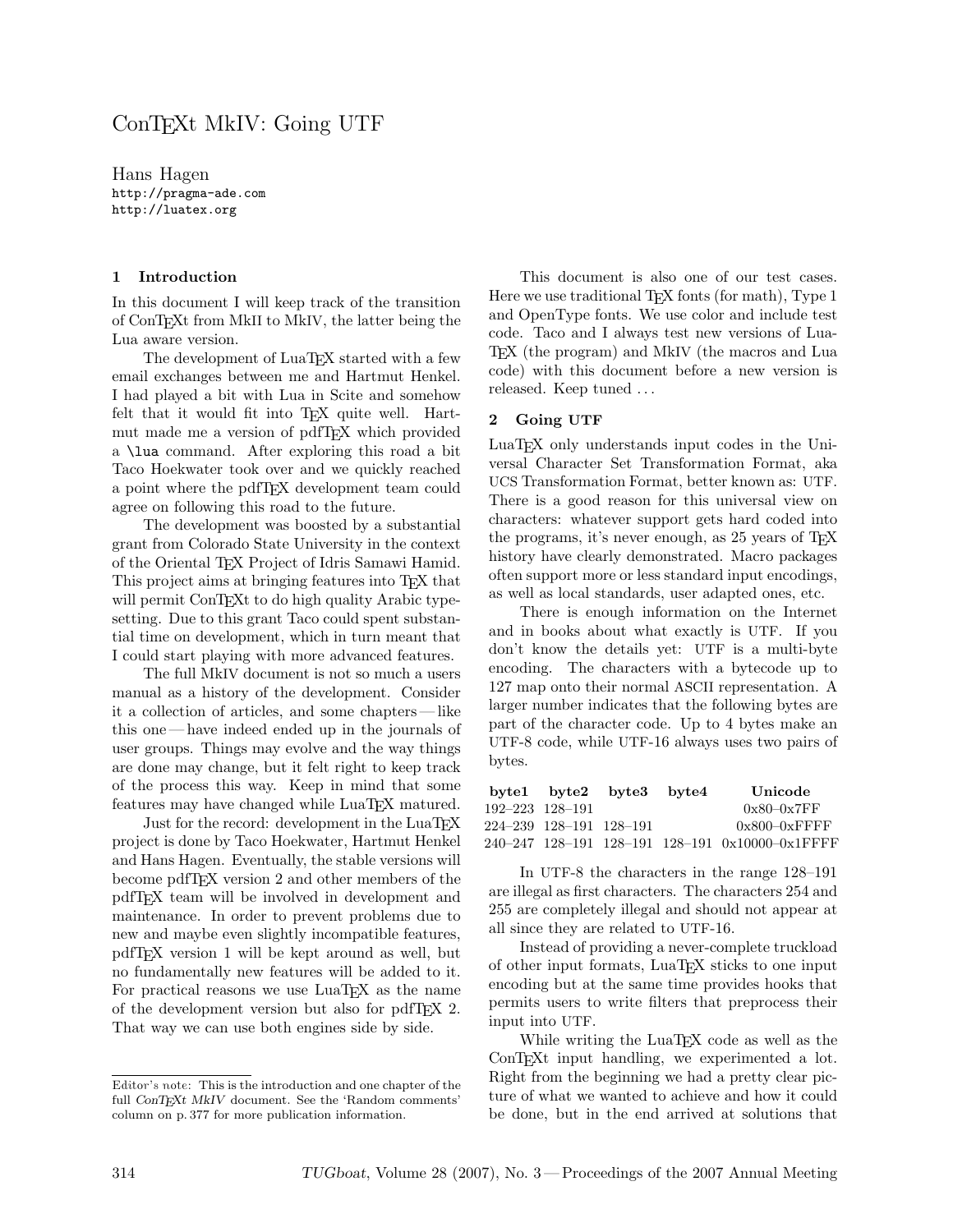# ConTEXt MkIV: Going UTF

Hans Hagen
http://pragma-ade.com
http://luatex.org

## 1 Introduction

In this document I will keep track of the transition of ConTEXt from MkII to MkIV, the latter being the Lua aware version.

The development of LuaTEX started with a few email exchanges between me and Hartmut Henkel. I had played a bit with Lua in Scite and somehow felt that it would fit into TEX quite well. Hartmut made me a version of pdfTEX which provided a `\lua` command. After exploring this road a bit Taco Hoekwater took over and we quickly reached a point where the pdfTEX development team could agree on following this road to the future.

The development was boosted by a substantial grant from Colorado State University in the context of the Oriental TEX Project of Idris Samawi Hamid. This project aims at bringing features into TEX that will permit ConTEXt to do high quality Arabic typesetting. Due to this grant Taco could spent substantial time on development, which in turn meant that I could start playing with more advanced features.

The full MkIV document is not so much a users manual as a history of the development. Consider it a collection of articles, and some chapters — like this one — have indeed ended up in the journals of user groups. Things may evolve and the way things are done may change, but it felt right to keep track of the process this way. Keep in mind that some features may have changed while LuaTEX matured.

Just for the record: development in the LuaTEX project is done by Taco Hoekwater, Hartmut Henkel and Hans Hagen. Eventually, the stable versions will become pdfTEX version 2 and other members of the pdfTEX team will be involved in development and maintenance. In order to prevent problems due to new and maybe even slightly incompatible features, pdfTEX version 1 will be kept around as well, but no fundamentally new features will be added to it. For practical reasons we use LuaTEX as the name of the development version but also for pdfTEX 2. That way we can use both engines side by side.

This document is also one of our test cases. Here we use traditional TEX fonts (for math), Type 1 and OpenType fonts. We use color and include test code. Taco and I always test new versions of LuaTEX (the program) and MkIV (the macros and Lua code) with this document before a new version is released. Keep tuned ...

## 2 Going UTF

LuaTEX only understands input codes in the Universal Character Set Transformation Format, aka UCS Transformation Format, better known as: UTF. There is a good reason for this universal view on characters: whatever support gets hard coded into the programs, it's never enough, as 25 years of TEX history have clearly demonstrated. Macro packages often support more or less standard input encodings, as well as local standards, user adapted ones, etc.

There is enough information on the Internet and in books about what exactly is UTF. If you don't know the details yet: UTF is a multi-byte encoding. The characters with a bytecode up to 127 map onto their normal ASCII representation. A larger number indicates that the following bytes are part of the character code. Up to 4 bytes make an UTF-8 code, while UTF-16 always uses two pairs of bytes.

| byte1 | byte2 | byte3 | byte4 | Unicode |
|---|---|---|---|---|
| 192–223 | 128–191 | | | 0x80–0x7FF |
| 224–239 | 128–191 | 128–191 | | 0x800–0xFFFF |
| 240–247 | 128–191 | 128–191 | 128–191 | 0x10000–0x1FFFF |

In UTF-8 the characters in the range 128–191 are illegal as first characters. The characters 254 and 255 are completely illegal and should not appear at all since they are related to UTF-16.

Instead of providing a never-complete truckload of other input formats, LuaTEX sticks to one input encoding but at the same time provides hooks that permits users to write filters that preprocess their input into UTF.

While writing the LuaTEX code as well as the ConTEXt input handling, we experimented a lot. Right from the beginning we had a pretty clear picture of what we wanted to achieve and how it could be done, but in the end arrived at solutions that

Editor's note: This is the introduction and one chapter of the full *ConTEXt MkIV* document. See the 'Random comments' column on p. 377 for more publication information.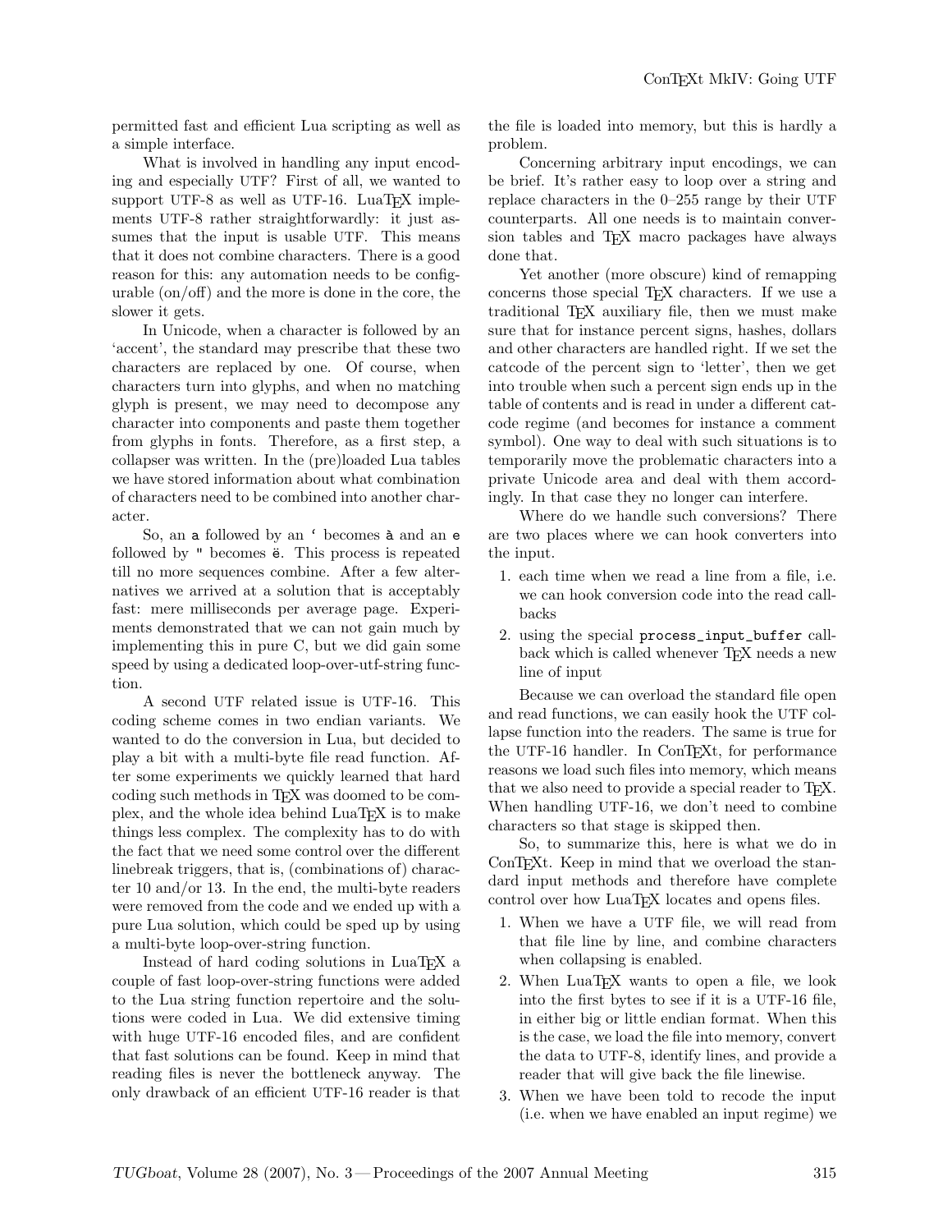permitted fast and efficient Lua scripting as well as a simple interface.

What is involved in handling any input encoding and especially UTF? First of all, we wanted to support UTF-8 as well as UTF-16. LuaTEX implements UTF-8 rather straightforwardly: it just assumes that the input is usable UTF. This means that it does not combine characters. There is a good reason for this: any automation needs to be configurable (on/off) and the more is done in the core, the slower it gets.

In Unicode, when a character is followed by an 'accent', the standard may prescribe that these two characters are replaced by one. Of course, when characters turn into glyphs, and when no matching glyph is present, we may need to decompose any character into components and paste them together from glyphs in fonts. Therefore, as a first step, a collapser was written. In the (pre)loaded Lua tables we have stored information about what combination of characters need to be combined into another character.

So, an `a` followed by an `` ` `` becomes `à` and an `e` followed by `"` becomes `ë`. This process is repeated till no more sequences combine. After a few alternatives we arrived at a solution that is acceptably fast: mere milliseconds per average page. Experiments demonstrated that we can not gain much by implementing this in pure C, but we did gain some speed by using a dedicated loop-over-utf-string function.

A second UTF related issue is UTF-16. This coding scheme comes in two endian variants. We wanted to do the conversion in Lua, but decided to play a bit with a multi-byte file read function. After some experiments we quickly learned that hard coding such methods in TEX was doomed to be complex, and the whole idea behind LuaTEX is to make things less complex. The complexity has to do with the fact that we need some control over the different linebreak triggers, that is, (combinations of) character 10 and/or 13. In the end, the multi-byte readers were removed from the code and we ended up with a pure Lua solution, which could be sped up by using a multi-byte loop-over-string function.

Instead of hard coding solutions in LuaTEX a couple of fast loop-over-string functions were added to the Lua string function repertoire and the solutions were coded in Lua. We did extensive timing with huge UTF-16 encoded files, and are confident that fast solutions can be found. Keep in mind that reading files is never the bottleneck anyway. The only drawback of an efficient UTF-16 reader is that the file is loaded into memory, but this is hardly a problem.

Concerning arbitrary input encodings, we can be brief. It's rather easy to loop over a string and replace characters in the 0–255 range by their UTF counterparts. All one needs is to maintain conversion tables and TEX macro packages have always done that.

Yet another (more obscure) kind of remapping concerns those special TEX characters. If we use a traditional TEX auxiliary file, then we must make sure that for instance percent signs, hashes, dollars and other characters are handled right. If we set the catcode of the percent sign to 'letter', then we get into trouble when such a percent sign ends up in the table of contents and is read in under a different catcode regime (and becomes for instance a comment symbol). One way to deal with such situations is to temporarily move the problematic characters into a private Unicode area and deal with them accordingly. In that case they no longer can interfere.

Where do we handle such conversions? There are two places where we can hook converters into the input.

1. each time when we read a line from a file, i.e. we can hook conversion code into the read callbacks
2. using the special `process_input_buffer` callback which is called whenever TEX needs a new line of input

Because we can overload the standard file open and read functions, we can easily hook the UTF collapse function into the readers. The same is true for the UTF-16 handler. In ConTEXt, for performance reasons we load such files into memory, which means that we also need to provide a special reader to TEX. When handling UTF-16, we don't need to combine characters so that stage is skipped then.

So, to summarize this, here is what we do in ConTEXt. Keep in mind that we overload the standard input methods and therefore have complete control over how LuaTEX locates and opens files.

1. When we have a UTF file, we will read from that file line by line, and combine characters when collapsing is enabled.
2. When LuaTEX wants to open a file, we look into the first bytes to see if it is a UTF-16 file, in either big or little endian format. When this is the case, we load the file into memory, convert the data to UTF-8, identify lines, and provide a reader that will give back the file linewise.
3. When we have been told to recode the input (i.e. when we have enabled an input regime) we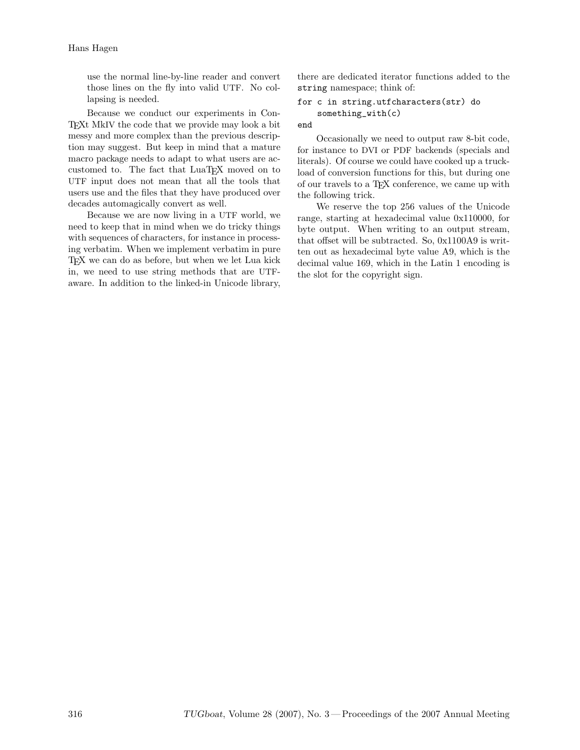use the normal line-by-line reader and convert those lines on the fly into valid UTF. No collapsing is needed.

Because we conduct our experiments in ConTEXt MkIV the code that we provide may look a bit messy and more complex than the previous description may suggest. But keep in mind that a mature macro package needs to adapt to what users are accustomed to. The fact that LuaTEX moved on to UTF input does not mean that all the tools that users use and the files that they have produced over decades automagically convert as well.

Because we are now living in a UTF world, we need to keep that in mind when we do tricky things with sequences of characters, for instance in processing verbatim. When we implement verbatim in pure TEX we can do as before, but when we let Lua kick in, we need to use string methods that are UTF-aware. In addition to the linked-in Unicode library, there are dedicated iterator functions added to the `string` namespace; think of:

```
for c in string.utfcharacters(str) do
    something_with(c)
end
```

Occasionally we need to output raw 8-bit code, for instance to DVI or PDF backends (specials and literals). Of course we could have cooked up a truckload of conversion functions for this, but during one of our travels to a TEX conference, we came up with the following trick.

We reserve the top 256 values of the Unicode range, starting at hexadecimal value 0x110000, for byte output. When writing to an output stream, that offset will be subtracted. So, 0x1100A9 is written out as hexadecimal byte value A9, which is the decimal value 169, which in the Latin 1 encoding is the slot for the copyright sign.